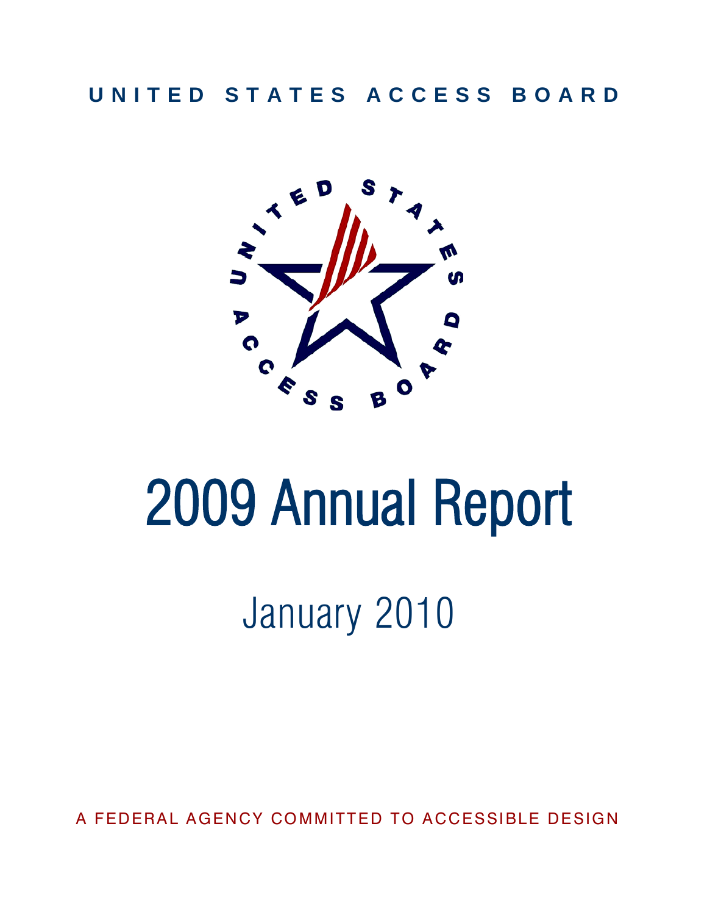UNITED STATES ACCESS BOARD

# 2009 Annual Report

## January 2010

A FEDERAL AGENCY COMMITTED TO ACCESSIBLE DESIGN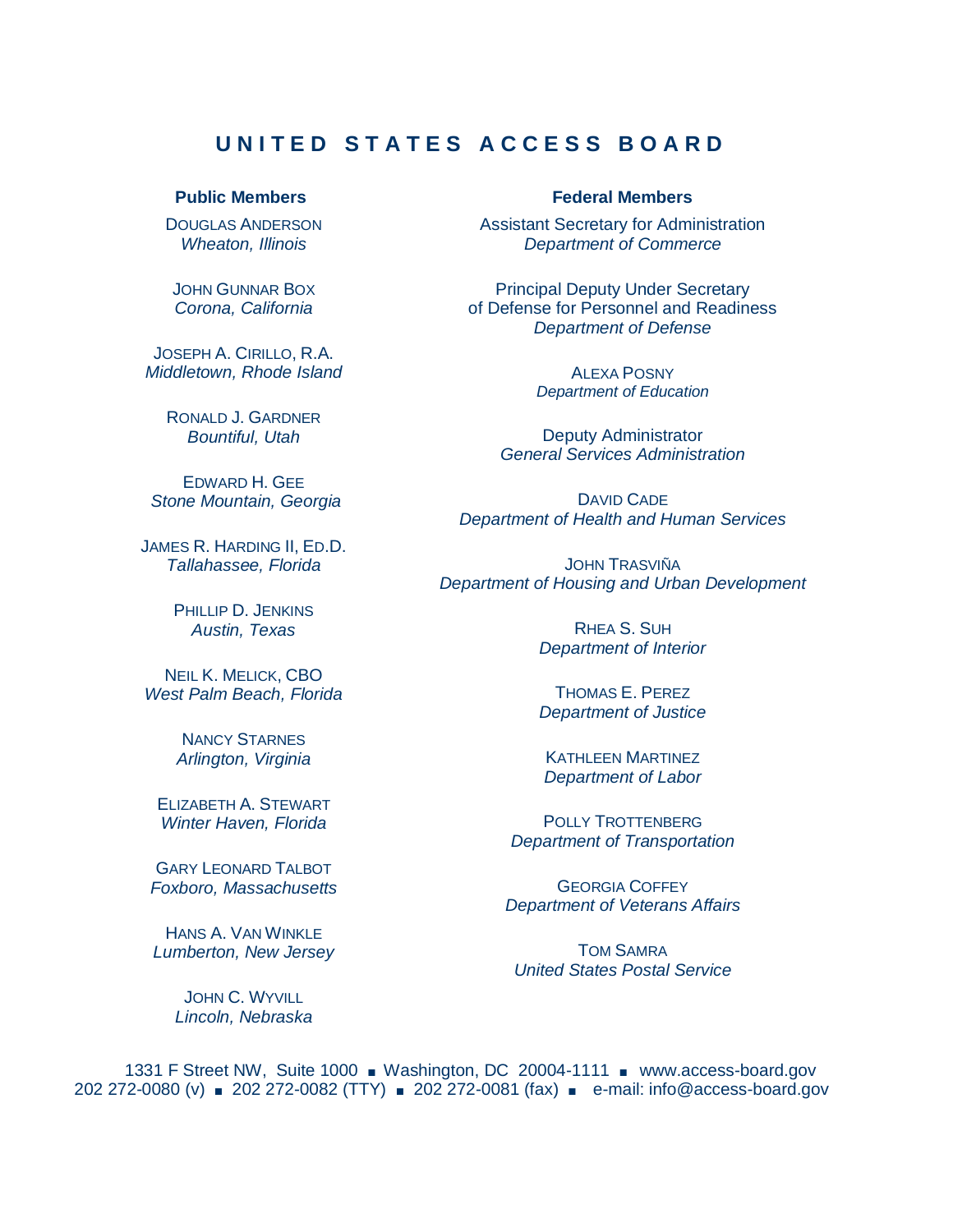# UNITED STATES ACCESS BOARD

**Public Members**

DOUGLAS ANDERSON
*Wheaton, Illinois*

JOHN GUNNAR BOX
*Corona, California*

JOSEPH A. CIRILLO, R.A.
*Middletown, Rhode Island*

RONALD J. GARDNER
*Bountiful, Utah*

EDWARD H. GEE
*Stone Mountain, Georgia*

JAMES R. HARDING II, ED.D.
*Tallahassee, Florida*

PHILLIP D. JENKINS
*Austin, Texas*

NEIL K. MELICK, CBO
*West Palm Beach, Florida*

NANCY STARNES
*Arlington, Virginia*

ELIZABETH A. STEWART
*Winter Haven, Florida*

GARY LEONARD TALBOT
*Foxboro, Massachusetts*

HANS A. VAN WINKLE
*Lumberton, New Jersey*

JOHN C. WYVILL
*Lincoln, Nebraska*

**Federal Members**

Assistant Secretary for Administration
*Department of Commerce*

Principal Deputy Under Secretary
of Defense for Personnel and Readiness
*Department of Defense*

ALEXA POSNY
*Department of Education*

Deputy Administrator
*General Services Administration*

DAVID CADE
*Department of Health and Human Services*

JOHN TRASVIÑA
*Department of Housing and Urban Development*

RHEA S. SUH
*Department of Interior*

THOMAS E. PEREZ
*Department of Justice*

KATHLEEN MARTINEZ
*Department of Labor*

POLLY TROTTENBERG
*Department of Transportation*

GEORGIA COFFEY
*Department of Veterans Affairs*

TOM SAMRA
*United States Postal Service*

1331 F Street NW, Suite 1000 ■ Washington, DC 20004-1111 ■ www.access-board.gov
202 272-0080 (v) ■ 202 272-0082 (TTY) ■ 202 272-0081 (fax) ■ e-mail: info@access-board.gov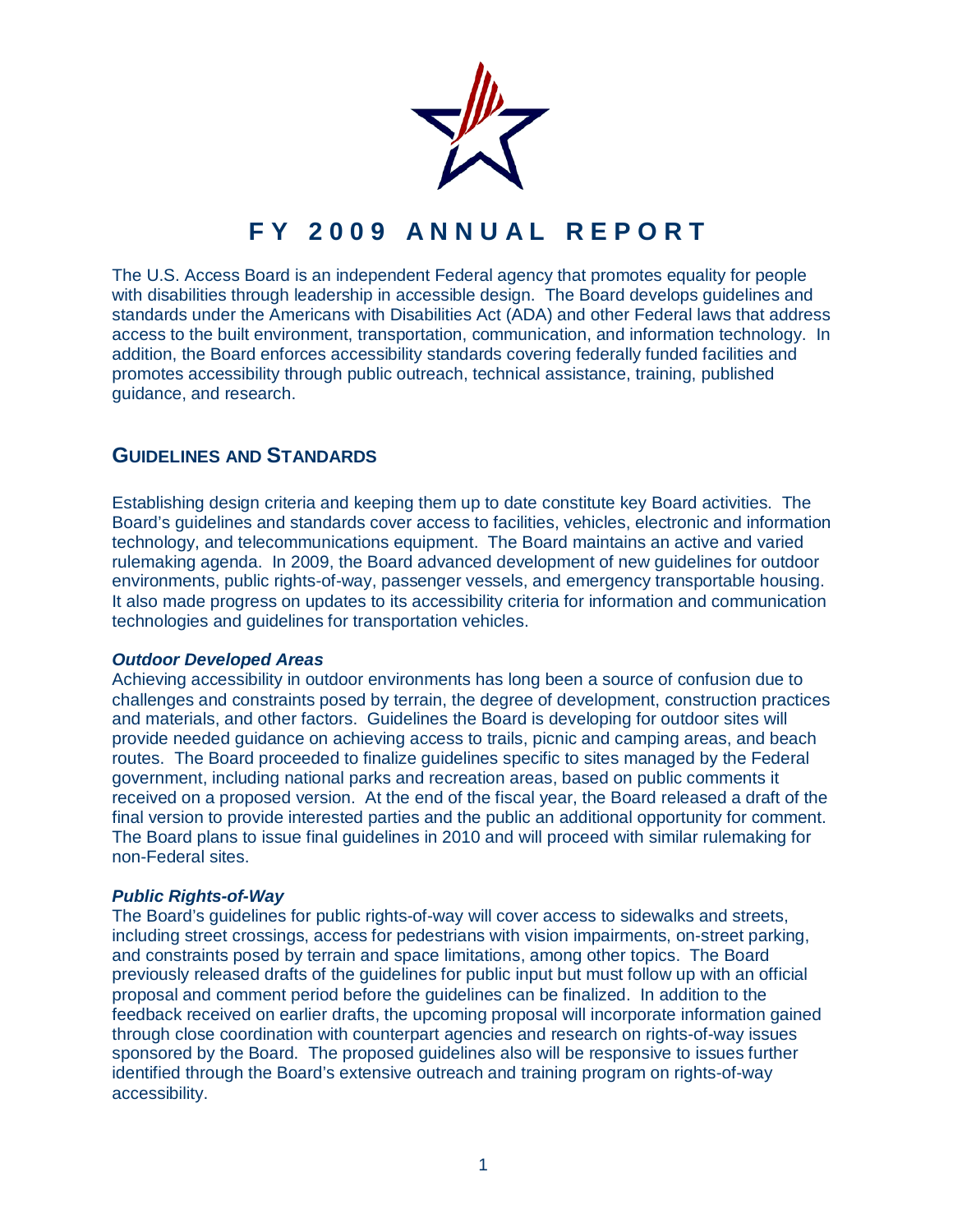# FY 2009 ANNUAL REPORT

The U.S. Access Board is an independent Federal agency that promotes equality for people with disabilities through leadership in accessible design. The Board develops guidelines and standards under the Americans with Disabilities Act (ADA) and other Federal laws that address access to the built environment, transportation, communication, and information technology. In addition, the Board enforces accessibility standards covering federally funded facilities and promotes accessibility through public outreach, technical assistance, training, published guidance, and research.

## GUIDELINES AND STANDARDS

Establishing design criteria and keeping them up to date constitute key Board activities. The Board's guidelines and standards cover access to facilities, vehicles, electronic and information technology, and telecommunications equipment. The Board maintains an active and varied rulemaking agenda. In 2009, the Board advanced development of new guidelines for outdoor environments, public rights-of-way, passenger vessels, and emergency transportable housing. It also made progress on updates to its accessibility criteria for information and communication technologies and guidelines for transportation vehicles.

### *Outdoor Developed Areas*

Achieving accessibility in outdoor environments has long been a source of confusion due to challenges and constraints posed by terrain, the degree of development, construction practices and materials, and other factors. Guidelines the Board is developing for outdoor sites will provide needed guidance on achieving access to trails, picnic and camping areas, and beach routes. The Board proceeded to finalize guidelines specific to sites managed by the Federal government, including national parks and recreation areas, based on public comments it received on a proposed version. At the end of the fiscal year, the Board released a draft of the final version to provide interested parties and the public an additional opportunity for comment. The Board plans to issue final guidelines in 2010 and will proceed with similar rulemaking for non-Federal sites.

### *Public Rights-of-Way*

The Board's guidelines for public rights-of-way will cover access to sidewalks and streets, including street crossings, access for pedestrians with vision impairments, on-street parking, and constraints posed by terrain and space limitations, among other topics. The Board previously released drafts of the guidelines for public input but must follow up with an official proposal and comment period before the guidelines can be finalized. In addition to the feedback received on earlier drafts, the upcoming proposal will incorporate information gained through close coordination with counterpart agencies and research on rights-of-way issues sponsored by the Board. The proposed guidelines also will be responsive to issues further identified through the Board's extensive outreach and training program on rights-of-way accessibility.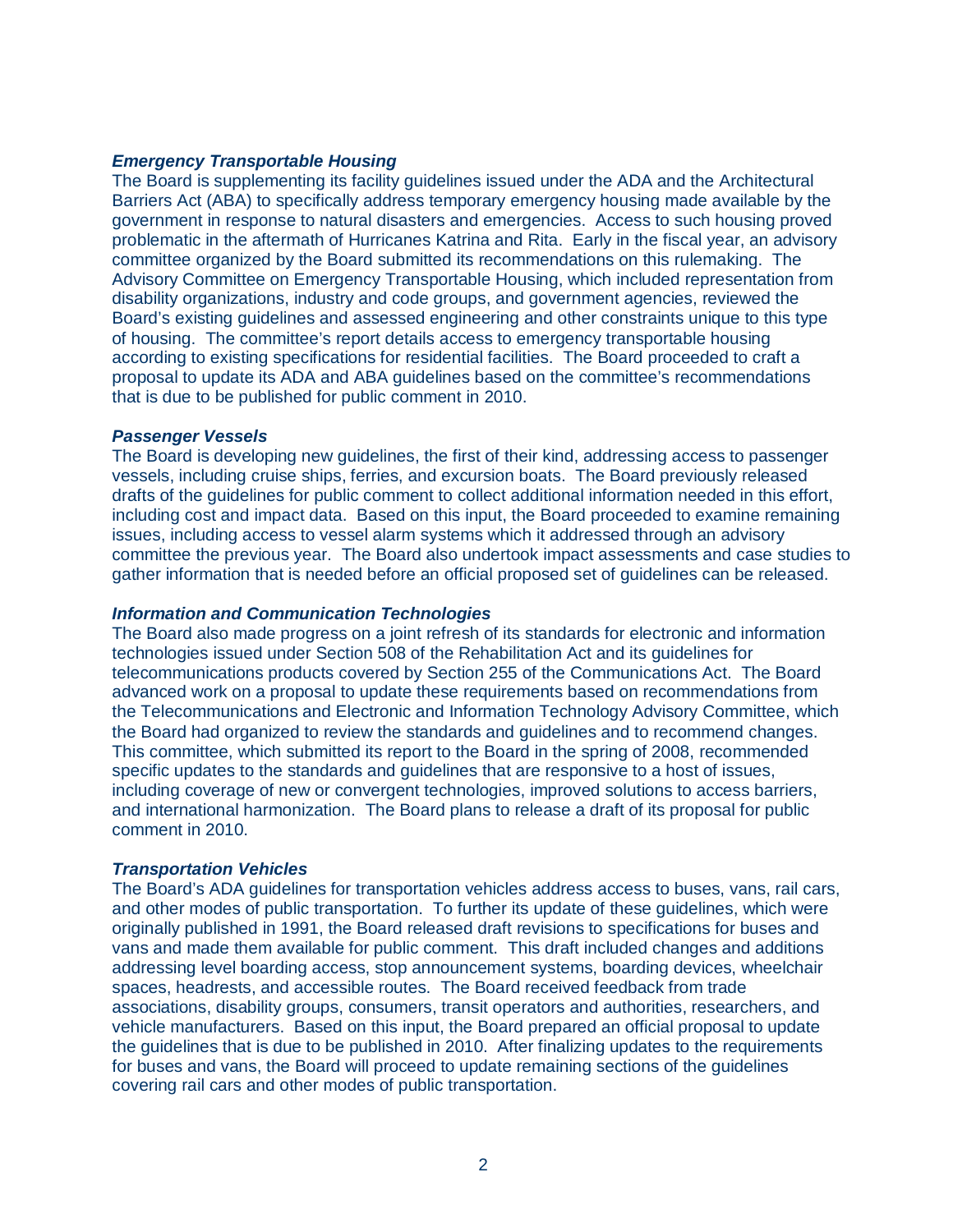### *Emergency Transportable Housing*

The Board is supplementing its facility guidelines issued under the ADA and the Architectural Barriers Act (ABA) to specifically address temporary emergency housing made available by the government in response to natural disasters and emergencies. Access to such housing proved problematic in the aftermath of Hurricanes Katrina and Rita. Early in the fiscal year, an advisory committee organized by the Board submitted its recommendations on this rulemaking. The Advisory Committee on Emergency Transportable Housing, which included representation from disability organizations, industry and code groups, and government agencies, reviewed the Board's existing guidelines and assessed engineering and other constraints unique to this type of housing. The committee's report details access to emergency transportable housing according to existing specifications for residential facilities. The Board proceeded to craft a proposal to update its ADA and ABA guidelines based on the committee's recommendations that is due to be published for public comment in 2010.

### *Passenger Vessels*

The Board is developing new guidelines, the first of their kind, addressing access to passenger vessels, including cruise ships, ferries, and excursion boats. The Board previously released drafts of the guidelines for public comment to collect additional information needed in this effort, including cost and impact data. Based on this input, the Board proceeded to examine remaining issues, including access to vessel alarm systems which it addressed through an advisory committee the previous year. The Board also undertook impact assessments and case studies to gather information that is needed before an official proposed set of guidelines can be released.

### *Information and Communication Technologies*

The Board also made progress on a joint refresh of its standards for electronic and information technologies issued under Section 508 of the Rehabilitation Act and its guidelines for telecommunications products covered by Section 255 of the Communications Act. The Board advanced work on a proposal to update these requirements based on recommendations from the Telecommunications and Electronic and Information Technology Advisory Committee, which the Board had organized to review the standards and guidelines and to recommend changes. This committee, which submitted its report to the Board in the spring of 2008, recommended specific updates to the standards and guidelines that are responsive to a host of issues, including coverage of new or convergent technologies, improved solutions to access barriers, and international harmonization. The Board plans to release a draft of its proposal for public comment in 2010.

### *Transportation Vehicles*

The Board's ADA guidelines for transportation vehicles address access to buses, vans, rail cars, and other modes of public transportation. To further its update of these guidelines, which were originally published in 1991, the Board released draft revisions to specifications for buses and vans and made them available for public comment. This draft included changes and additions addressing level boarding access, stop announcement systems, boarding devices, wheelchair spaces, headrests, and accessible routes. The Board received feedback from trade associations, disability groups, consumers, transit operators and authorities, researchers, and vehicle manufacturers. Based on this input, the Board prepared an official proposal to update the guidelines that is due to be published in 2010. After finalizing updates to the requirements for buses and vans, the Board will proceed to update remaining sections of the guidelines covering rail cars and other modes of public transportation.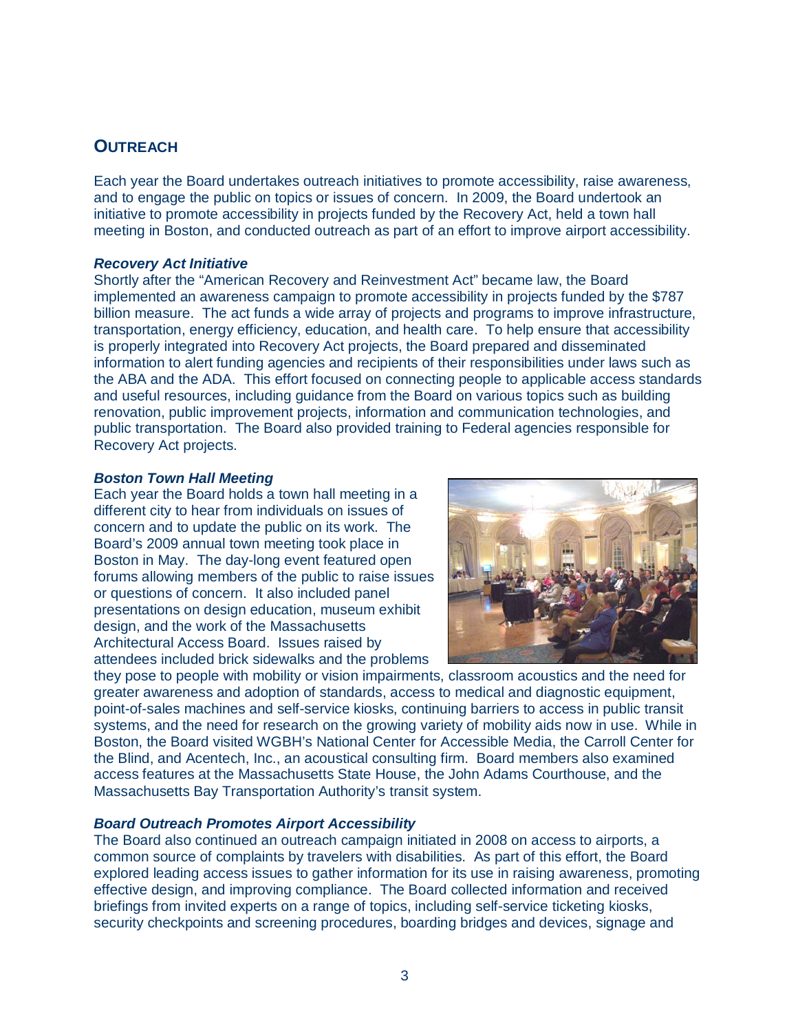## Outreach

Each year the Board undertakes outreach initiatives to promote accessibility, raise awareness, and to engage the public on topics or issues of concern. In 2009, the Board undertook an initiative to promote accessibility in projects funded by the Recovery Act, held a town hall meeting in Boston, and conducted outreach as part of an effort to improve airport accessibility.

### *Recovery Act Initiative*

Shortly after the "American Recovery and Reinvestment Act" became law, the Board implemented an awareness campaign to promote accessibility in projects funded by the $787 billion measure. The act funds a wide array of projects and programs to improve infrastructure, transportation, energy efficiency, education, and health care. To help ensure that accessibility is properly integrated into Recovery Act projects, the Board prepared and disseminated information to alert funding agencies and recipients of their responsibilities under laws such as the ABA and the ADA. This effort focused on connecting people to applicable access standards and useful resources, including guidance from the Board on various topics such as building renovation, public improvement projects, information and communication technologies, and public transportation. The Board also provided training to Federal agencies responsible for Recovery Act projects.

### *Boston Town Hall Meeting*

Each year the Board holds a town hall meeting in a different city to hear from individuals on issues of concern and to update the public on its work. The Board's 2009 annual town meeting took place in Boston in May. The day-long event featured open forums allowing members of the public to raise issues or questions of concern. It also included panel presentations on design education, museum exhibit design, and the work of the Massachusetts Architectural Access Board. Issues raised by attendees included brick sidewalks and the problems they pose to people with mobility or vision impairments, classroom acoustics and the need for greater awareness and adoption of standards, access to medical and diagnostic equipment, point-of-sales machines and self-service kiosks, continuing barriers to access in public transit systems, and the need for research on the growing variety of mobility aids now in use. While in Boston, the Board visited WGBH's National Center for Accessible Media, the Carroll Center for the Blind, and Acentech, Inc., an acoustical consulting firm. Board members also examined access features at the Massachusetts State House, the John Adams Courthouse, and the Massachusetts Bay Transportation Authority's transit system.

### *Board Outreach Promotes Airport Accessibility*

The Board also continued an outreach campaign initiated in 2008 on access to airports, a common source of complaints by travelers with disabilities. As part of this effort, the Board explored leading access issues to gather information for its use in raising awareness, promoting effective design, and improving compliance. The Board collected information and received briefings from invited experts on a range of topics, including self-service ticketing kiosks, security checkpoints and screening procedures, boarding bridges and devices, signage and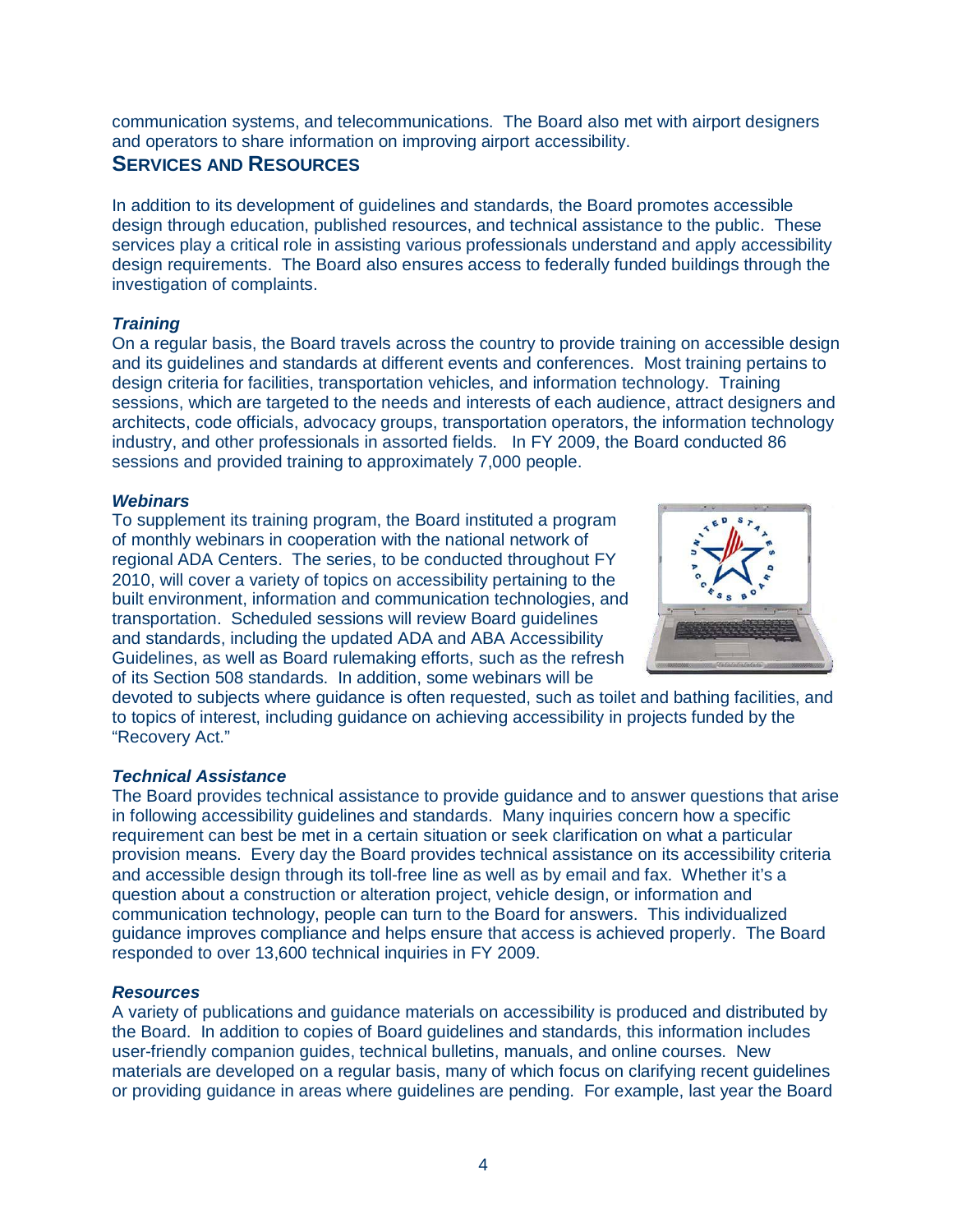communication systems, and telecommunications. The Board also met with airport designers and operators to share information on improving airport accessibility.

## Services and Resources

In addition to its development of guidelines and standards, the Board promotes accessible design through education, published resources, and technical assistance to the public. These services play a critical role in assisting various professionals understand and apply accessibility design requirements. The Board also ensures access to federally funded buildings through the investigation of complaints.

### *Training*

On a regular basis, the Board travels across the country to provide training on accessible design and its guidelines and standards at different events and conferences. Most training pertains to design criteria for facilities, transportation vehicles, and information technology. Training sessions, which are targeted to the needs and interests of each audience, attract designers and architects, code officials, advocacy groups, transportation operators, the information technology industry, and other professionals in assorted fields. In FY 2009, the Board conducted 86 sessions and provided training to approximately 7,000 people.

### *Webinars*

To supplement its training program, the Board instituted a program of monthly webinars in cooperation with the national network of regional ADA Centers. The series, to be conducted throughout FY 2010, will cover a variety of topics on accessibility pertaining to the built environment, information and communication technologies, and transportation. Scheduled sessions will review Board guidelines and standards, including the updated ADA and ABA Accessibility Guidelines, as well as Board rulemaking efforts, such as the refresh of its Section 508 standards. In addition, some webinars will be devoted to subjects where guidance is often requested, such as toilet and bathing facilities, and to topics of interest, including guidance on achieving accessibility in projects funded by the "Recovery Act."

### *Technical Assistance*

The Board provides technical assistance to provide guidance and to answer questions that arise in following accessibility guidelines and standards. Many inquiries concern how a specific requirement can best be met in a certain situation or seek clarification on what a particular provision means. Every day the Board provides technical assistance on its accessibility criteria and accessible design through its toll-free line as well as by email and fax. Whether it's a question about a construction or alteration project, vehicle design, or information and communication technology, people can turn to the Board for answers. This individualized guidance improves compliance and helps ensure that access is achieved properly. The Board responded to over 13,600 technical inquiries in FY 2009.

### *Resources*

A variety of publications and guidance materials on accessibility is produced and distributed by the Board. In addition to copies of Board guidelines and standards, this information includes user-friendly companion guides, technical bulletins, manuals, and online courses. New materials are developed on a regular basis, many of which focus on clarifying recent guidelines or providing guidance in areas where guidelines are pending. For example, last year the Board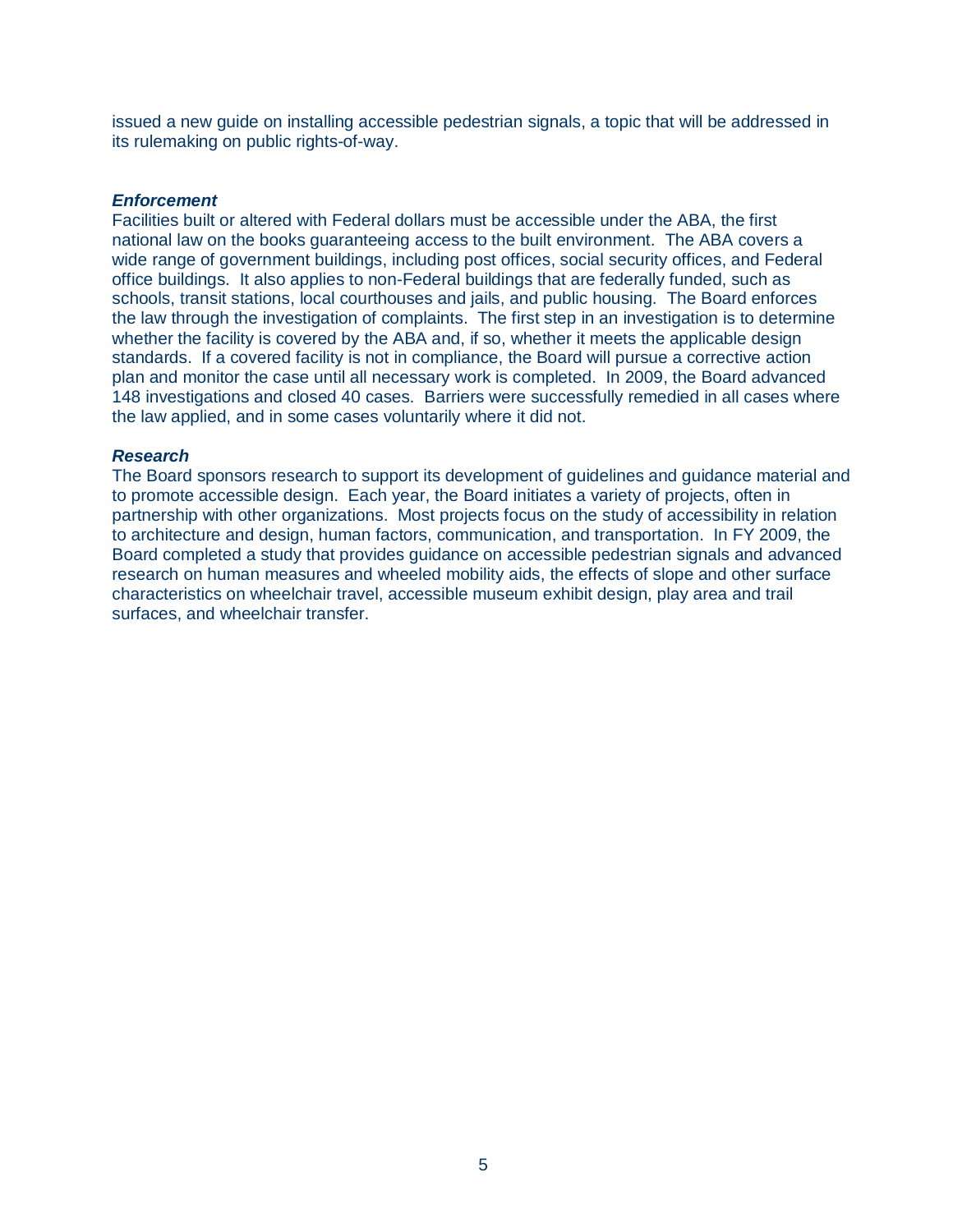issued a new guide on installing accessible pedestrian signals, a topic that will be addressed in its rulemaking on public rights-of-way.

***Enforcement***

Facilities built or altered with Federal dollars must be accessible under the ABA, the first national law on the books guaranteeing access to the built environment. The ABA covers a wide range of government buildings, including post offices, social security offices, and Federal office buildings. It also applies to non-Federal buildings that are federally funded, such as schools, transit stations, local courthouses and jails, and public housing. The Board enforces the law through the investigation of complaints. The first step in an investigation is to determine whether the facility is covered by the ABA and, if so, whether it meets the applicable design standards. If a covered facility is not in compliance, the Board will pursue a corrective action plan and monitor the case until all necessary work is completed. In 2009, the Board advanced 148 investigations and closed 40 cases. Barriers were successfully remedied in all cases where the law applied, and in some cases voluntarily where it did not.

***Research***

The Board sponsors research to support its development of guidelines and guidance material and to promote accessible design. Each year, the Board initiates a variety of projects, often in partnership with other organizations. Most projects focus on the study of accessibility in relation to architecture and design, human factors, communication, and transportation. In FY 2009, the Board completed a study that provides guidance on accessible pedestrian signals and advanced research on human measures and wheeled mobility aids, the effects of slope and other surface characteristics on wheelchair travel, accessible museum exhibit design, play area and trail surfaces, and wheelchair transfer.